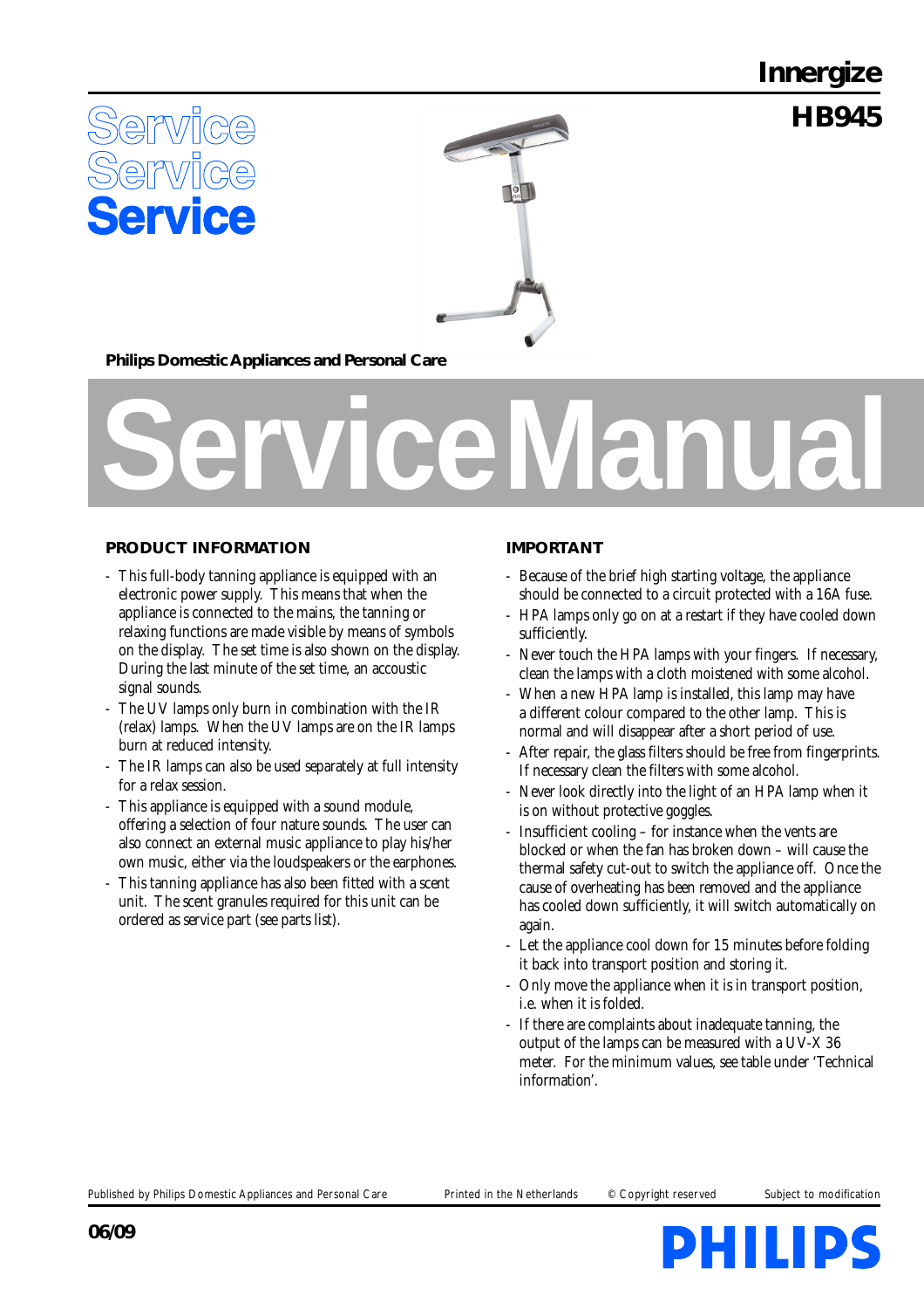# Innergize

# HB945

Service
Service
Service

**Philips Domestic Appliances and Personal Care**

# ServiceManual

## PRODUCT INFORMATION

- This full-body tanning appliance is equipped with an electronic power supply. This means that when the appliance is connected to the mains, the tanning or relaxing functions are made visible by means of symbols on the display. The set time is also shown on the display. During the last minute of the set time, an accoustic signal sounds.
- The UV lamps only burn in combination with the IR (relax) lamps. When the UV lamps are on the IR lamps burn at reduced intensity.
- The IR lamps can also be used separately at full intensity for a relax session.
- This appliance is equipped with a sound module, offering a selection of four nature sounds. The user can also connect an external music appliance to play his/her own music, either via the loudspeakers or the earphones.
- This tanning appliance has also been fitted with a scent unit. The scent granules required for this unit can be ordered as service part (see parts list).

## IMPORTANT

- Because of the brief high starting voltage, the appliance should be connected to a circuit protected with a 16A fuse.
- HPA lamps only go on at a restart if they have cooled down sufficiently.
- Never touch the HPA lamps with your fingers. If necessary, clean the lamps with a cloth moistened with some alcohol.
- When a new HPA lamp is installed, this lamp may have a different colour compared to the other lamp. This is normal and will disappear after a short period of use.
- After repair, the glass filters should be free from fingerprints. If necessary clean the filters with some alcohol.
- Never look directly into the light of an HPA lamp when it is on without protective goggles.
- Insufficient cooling – for instance when the vents are blocked or when the fan has broken down – will cause the thermal safety cut-out to switch the appliance off. Once the cause of overheating has been removed and the appliance has cooled down sufficiently, it will switch automatically on again.
- Let the appliance cool down for 15 minutes before folding it back into transport position and storing it.
- Only move the appliance when it is in transport position, i.e. when it is folded.
- If there are complaints about inadequate tanning, the output of the lamps can be measured with a UV-X 36 meter. For the minimum values, see table under 'Technical information'.

Published by Philips Domestic Appliances and Personal Care | Printed in the Netherlands | © Copyright reserved | Subject to modification

**06/09**

PHILIPS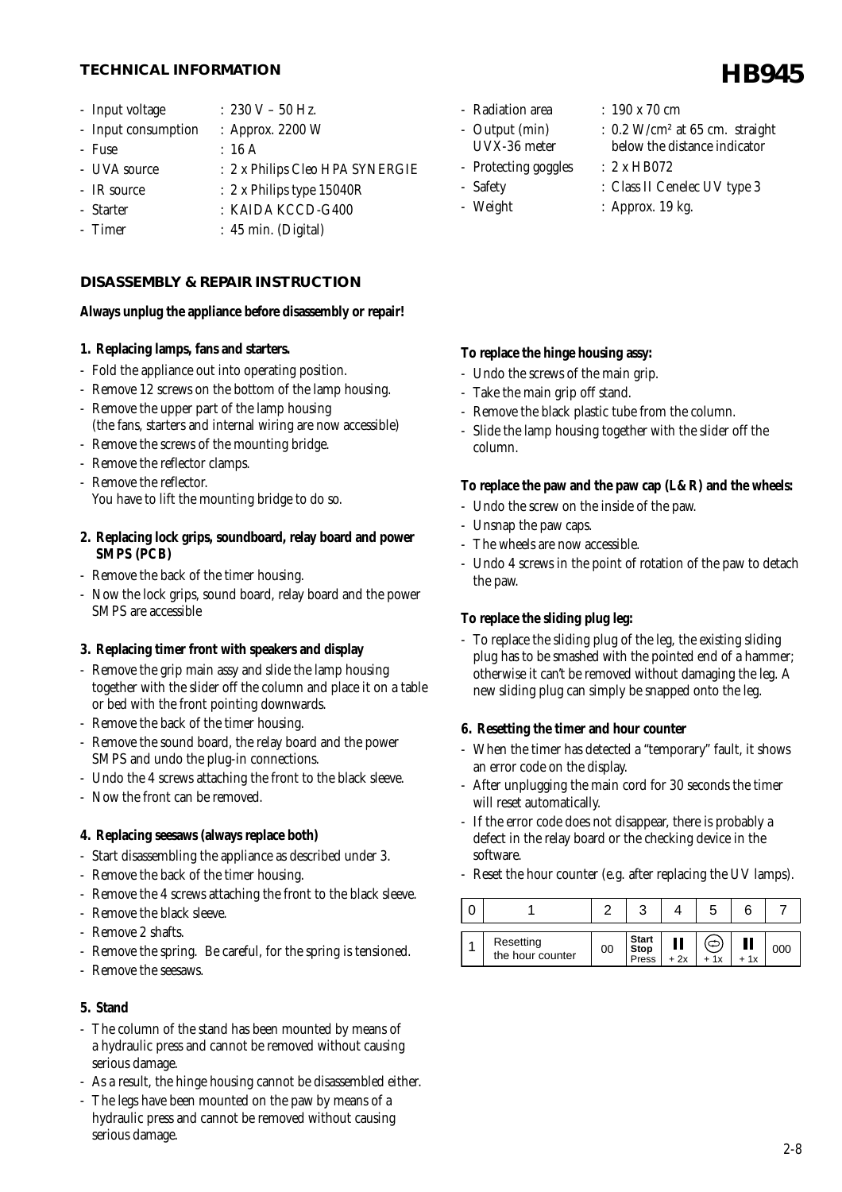## TECHNICAL INFORMATION

# HB945

- Input voltage : 230 V – 50 Hz.
- Input consumption : Approx. 2200 W
- Fuse : 16 A
- UVA source : 2 x Philips Cleo HPA SYNERGIE
- IR source : 2 x Philips type 15040R
- Starter : KAIDA KCCD-G400
- Timer : 45 min. (Digital)
- Radiation area : 190 x 70 cm
- Output (min) UVX-36 meter : 0.2 W/cm² at 65 cm. straight below the distance indicator
- Protecting goggles : 2 x HB072
- Safety : Class II Cenelec UV type 3
- Weight : Approx. 19 kg.

## DISASSEMBLY & REPAIR INSTRUCTION

**Always unplug the appliance before disassembly or repair!**

**1. Replacing lamps, fans and starters.**

- Fold the appliance out into operating position.
- Remove 12 screws on the bottom of the lamp housing.
- Remove the upper part of the lamp housing (the fans, starters and internal wiring are now accessible)
- Remove the screws of the mounting bridge.
- Remove the reflector clamps.
- Remove the reflector. You have to lift the mounting bridge to do so.

**2. Replacing lock grips, soundboard, relay board and power SMPS (PCB)**

- Remove the back of the timer housing.
- Now the lock grips, sound board, relay board and the power SMPS are accessible

**3. Replacing timer front with speakers and display**

- Remove the grip main assy and slide the lamp housing together with the slider off the column and place it on a table or bed with the front pointing downwards.
- Remove the back of the timer housing.
- Remove the sound board, the relay board and the power SMPS and undo the plug-in connections.
- Undo the 4 screws attaching the front to the black sleeve.
- Now the front can be removed.

**4. Replacing seesaws (always replace both)**

- Start disassembling the appliance as described under 3.
- Remove the back of the timer housing.
- Remove the 4 screws attaching the front to the black sleeve.
- Remove the black sleeve.
- Remove 2 shafts.
- Remove the spring. Be careful, for the spring is tensioned.
- Remove the seesaws.

**5. Stand**

- The column of the stand has been mounted by means of a hydraulic press and cannot be removed without causing serious damage.
- As a result, the hinge housing cannot be disassembled either.
- The legs have been mounted on the paw by means of a hydraulic press and cannot be removed without causing serious damage.

**To replace the hinge housing assy:**

- Undo the screws of the main grip.
- Take the main grip off stand.
- Remove the black plastic tube from the column.
- Slide the lamp housing together with the slider off the column.

**To replace the paw and the paw cap (L & R) and the wheels:**

- Undo the screw on the inside of the paw.
- Unsnap the paw caps.
- The wheels are now accessible.
- Undo 4 screws in the point of rotation of the paw to detach the paw.

**To replace the sliding plug leg:**

- To replace the sliding plug of the leg, the existing sliding plug has to be smashed with the pointed end of a hammer; otherwise it can't be removed without damaging the leg. A new sliding plug can simply be snapped onto the leg.

**6. Resetting the timer and hour counter**

- When the timer has detected a "temporary" fault, it shows an error code on the display.
- After unplugging the main cord for 30 seconds the timer will reset automatically.
- If the error code does not disappear, there is probably a defect in the relay board or the checking device in the software.
- Reset the hour counter (e.g. after replacing the UV lamps).

| 0 | 1 | 2 | 3 | 4 | 5 | 6 | 7 |
|---|---|---|---|---|---|---|---|
| 1 | Resetting the hour counter | 00 | Start Stop Press | II + 2x | + 1x | II + 1x | 000 |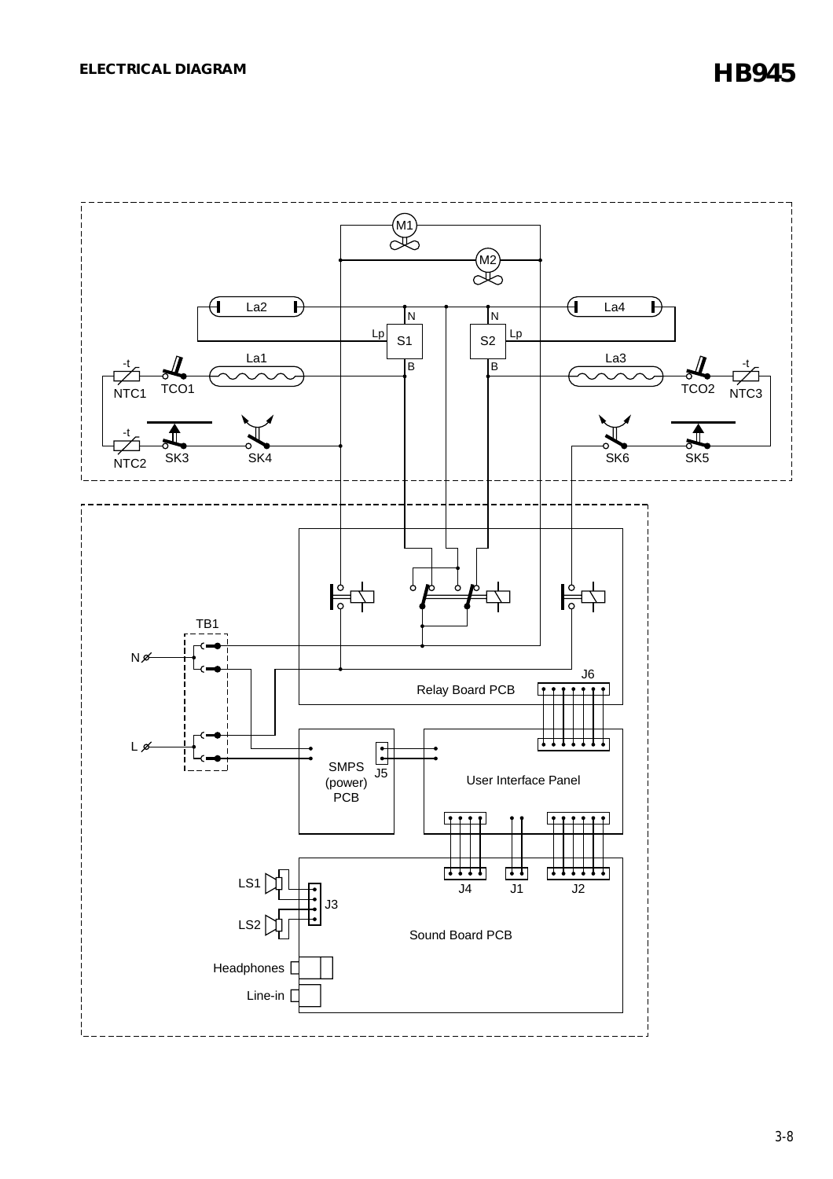# ELECTRICAL DIAGRAM

**HB945**

M1

M2

La2 La4

N N

Lp Lp

S1 S2

B B

La1 La3

-t -t

NTC1 TCO1 TCO2 NTC3

-t

NTC2 SK3 SK4 SK6 SK5

TB1

N

J6

Relay Board PCB

L

SMPS (power) PCB

J5

User Interface Panel

LS1

J3

LS2

J4 J1 J2

Sound Board PCB

Headphones

Line-in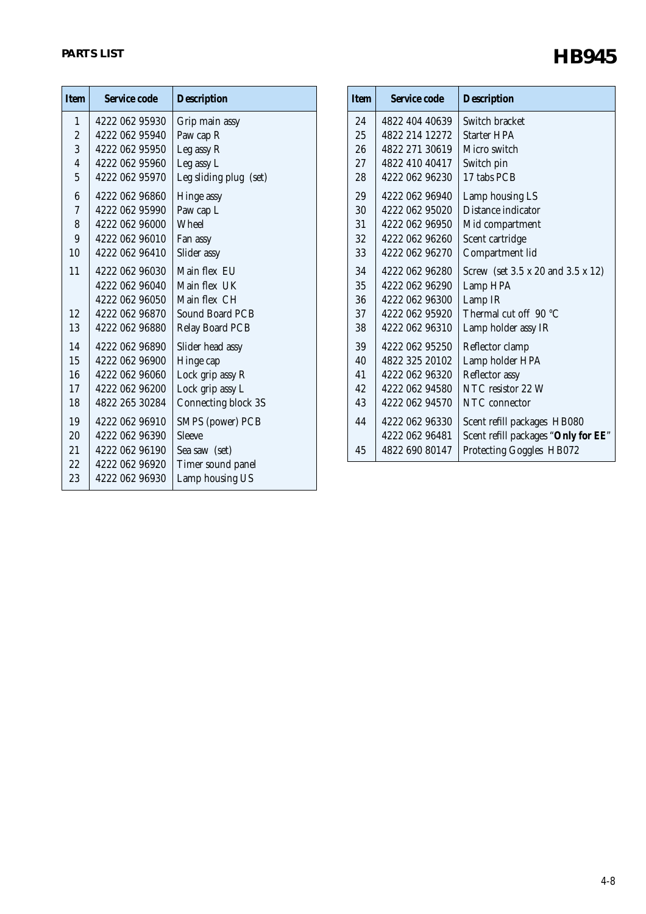## PARTS LIST

# HB945

| Item | Service code | Description |
|---|---|---|
| 1 | 4222 062 95930 | Grip main assy |
| 2 | 4222 062 95940 | Paw cap R |
| 3 | 4222 062 95950 | Leg assy R |
| 4 | 4222 062 95960 | Leg assy L |
| 5 | 4222 062 95970 | Leg sliding plug (set) |
| 6 | 4222 062 96860 | Hinge assy |
| 7 | 4222 062 95990 | Paw cap L |
| 8 | 4222 062 96000 | Wheel |
| 9 | 4222 062 96010 | Fan assy |
| 10 | 4222 062 96410 | Slider assy |
| 11 | 4222 062 96030 | Main flex EU |
| | 4222 062 96040 | Main flex UK |
| | 4222 062 96050 | Main flex CH |
| 12 | 4222 062 96870 | Sound Board PCB |
| 13 | 4222 062 96880 | Relay Board PCB |
| 14 | 4222 062 96890 | Slider head assy |
| 15 | 4222 062 96900 | Hinge cap |
| 16 | 4222 062 96060 | Lock grip assy R |
| 17 | 4222 062 96200 | Lock grip assy L |
| 18 | 4822 265 30284 | Connecting block 3S |
| 19 | 4222 062 96910 | SMPS (power) PCB |
| 20 | 4222 062 96390 | Sleeve |
| 21 | 4222 062 96190 | Sea saw (set) |
| 22 | 4222 062 96920 | Timer sound panel |
| 23 | 4222 062 96930 | Lamp housing US |
| 24 | 4822 404 40639 | Switch bracket |
| 25 | 4822 214 12272 | Starter HPA |
| 26 | 4822 271 30619 | Micro switch |
| 27 | 4822 410 40417 | Switch pin |
| 28 | 4222 062 96230 | 17 tabs PCB |
| 29 | 4222 062 96940 | Lamp housing LS |
| 30 | 4222 062 95020 | Distance indicator |
| 31 | 4222 062 96950 | Mid compartment |
| 32 | 4222 062 96260 | Scent cartridge |
| 33 | 4222 062 96270 | Compartment lid |
| 34 | 4222 062 96280 | Screw (set 3.5 x 20 and 3.5 x 12) |
| 35 | 4222 062 96290 | Lamp HPA |
| 36 | 4222 062 96300 | Lamp IR |
| 37 | 4222 062 95920 | Thermal cut off 90 °C |
| 38 | 4222 062 96310 | Lamp holder assy IR |
| 39 | 4222 062 95250 | Reflector clamp |
| 40 | 4822 325 20102 | Lamp holder HPA |
| 41 | 4222 062 96320 | Reflector assy |
| 42 | 4222 062 94580 | NTC resistor 22 W |
| 43 | 4222 062 94570 | NTC connector |
| 44 | 4222 062 96330 | Scent refill packages HB080 |
| | 4222 062 96481 | Scent refill packages "**Only for EE**" |
| 45 | 4822 690 80147 | Protecting Goggles HB072 |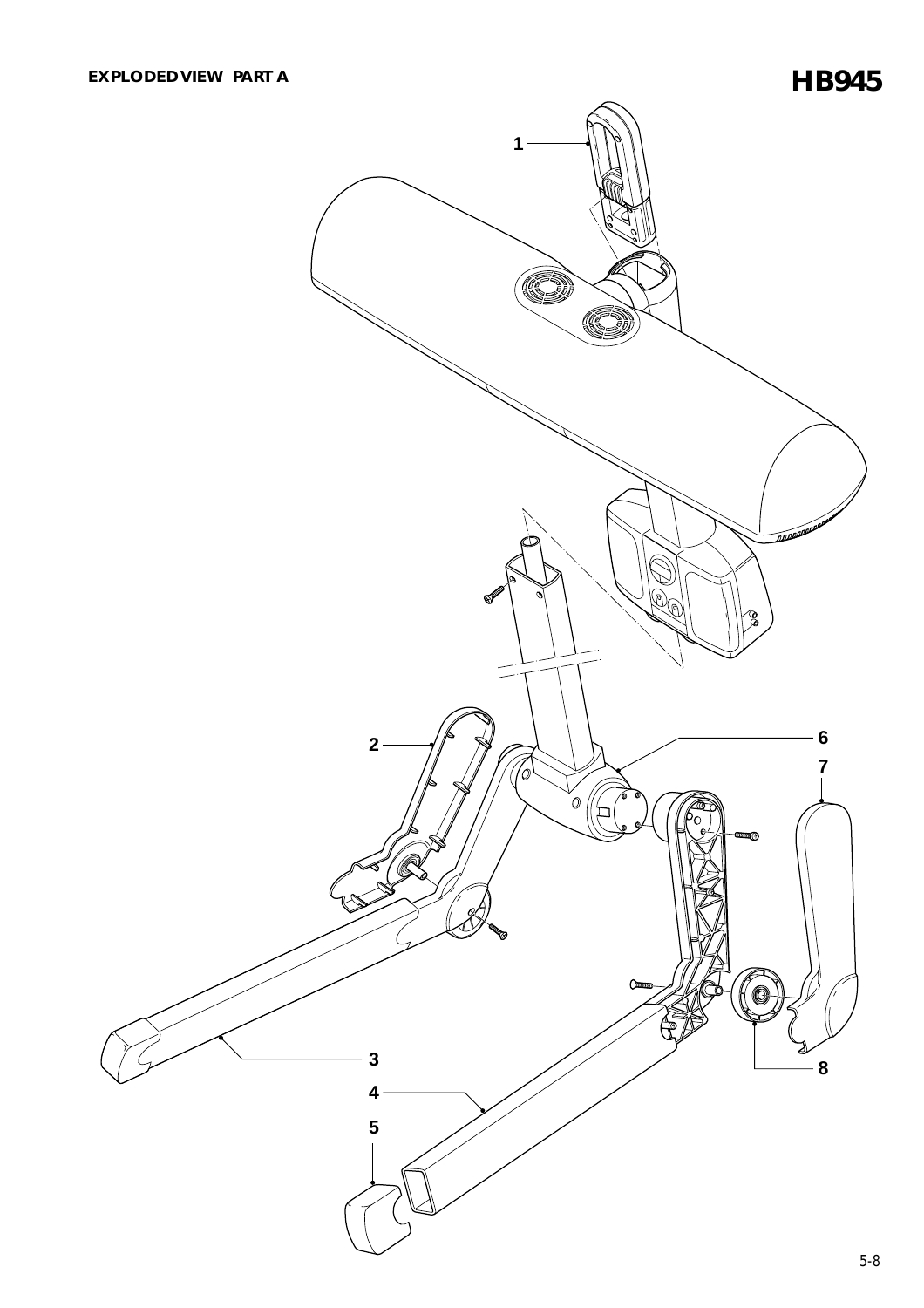**EXPLODED VIEW PART A**

# HB945

1

2

6

7

3

8

4

5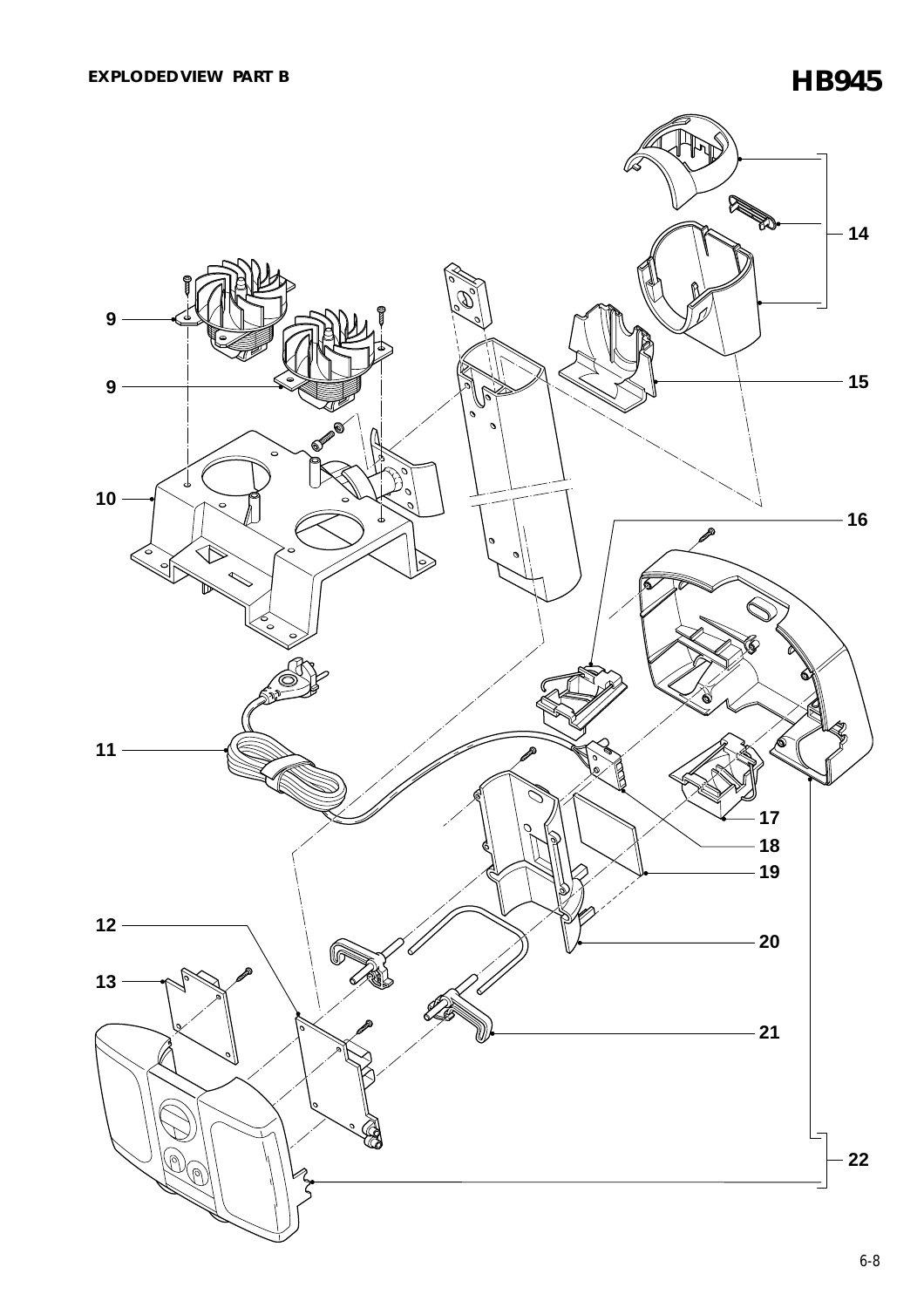# EXPLODEDVIEW PART B

# HB945

9

9

10

11

12

13

14

15

16

17

18

19

20

21

22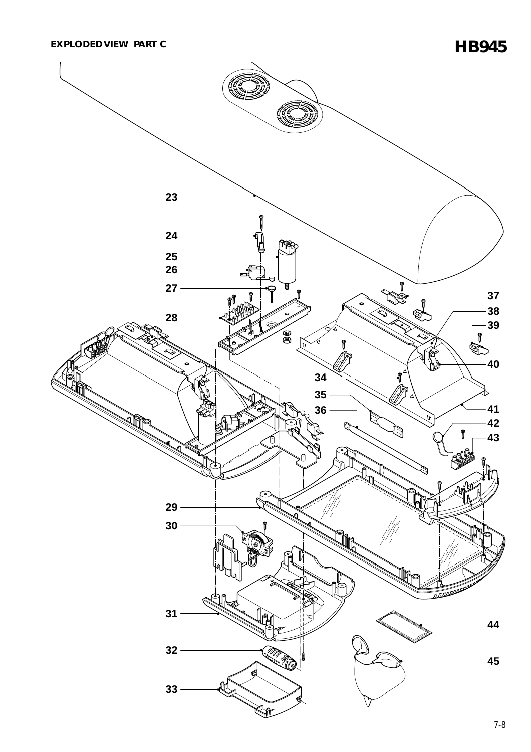## EXPLODEDVIEW PART C

# HB945

23

24

25

26

27

28

29

30

31

32

33

34

35

36

37

38

39

40

41

42

43

44

45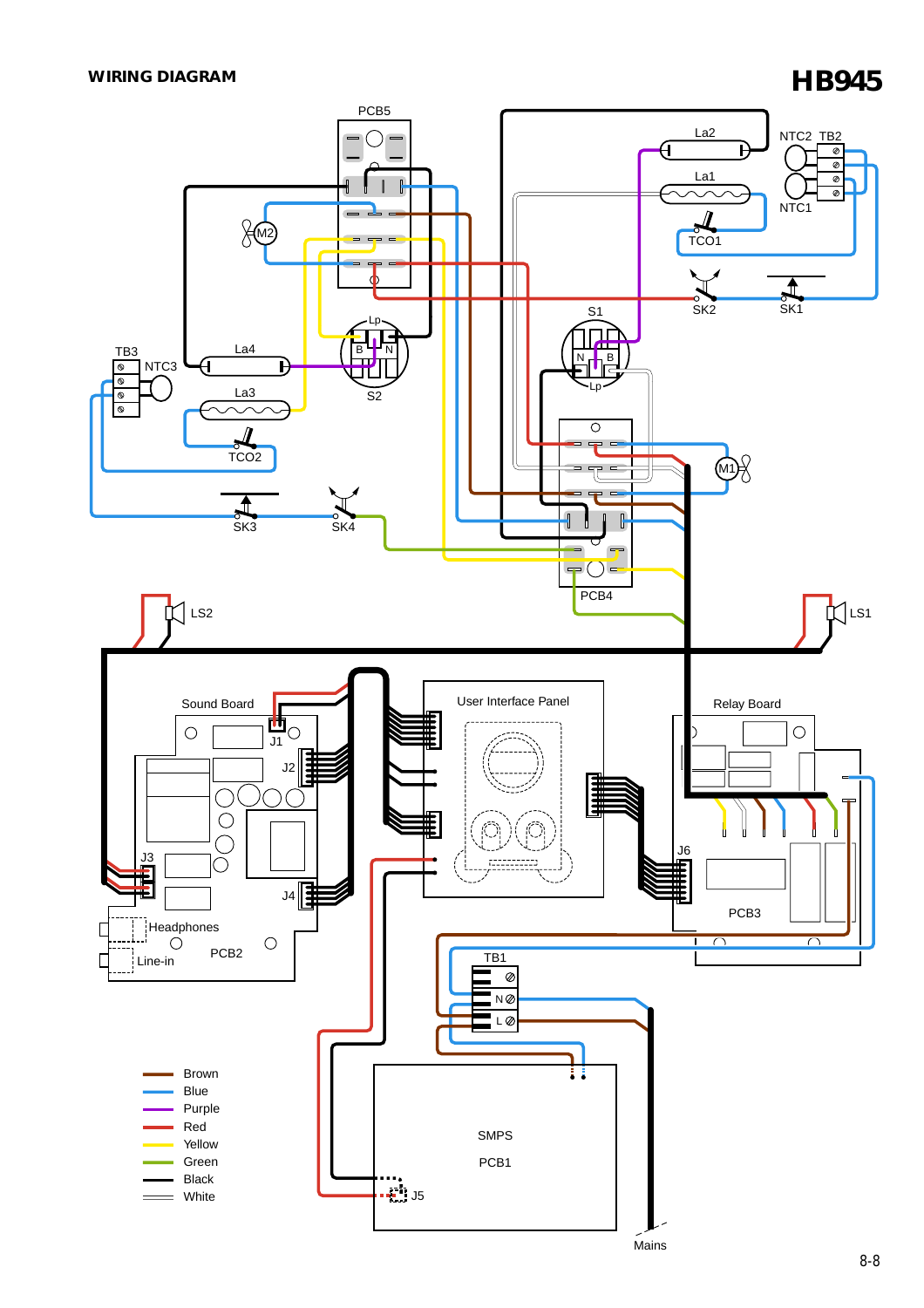**WIRING DIAGRAM**

# HB945

PCB5

La2

La1

NTC2 TB2

NTC1

TCO1

M2

SK2

SK1

S1

N B

Lp

Lp

B N

S2

TB3

NTC3

La4

La3

TCO2

M1

SK3

SK4

PCB4

LS2

LS1

Sound Board

J1

J2

J3

J4

Headphones

Line-in

PCB2

User Interface Panel

Relay Board

J6

PCB3

TB1

N

L

SMPS

PCB1

J5

Mains

Brown

Blue

Purple

Red

Yellow

Green

Black

White